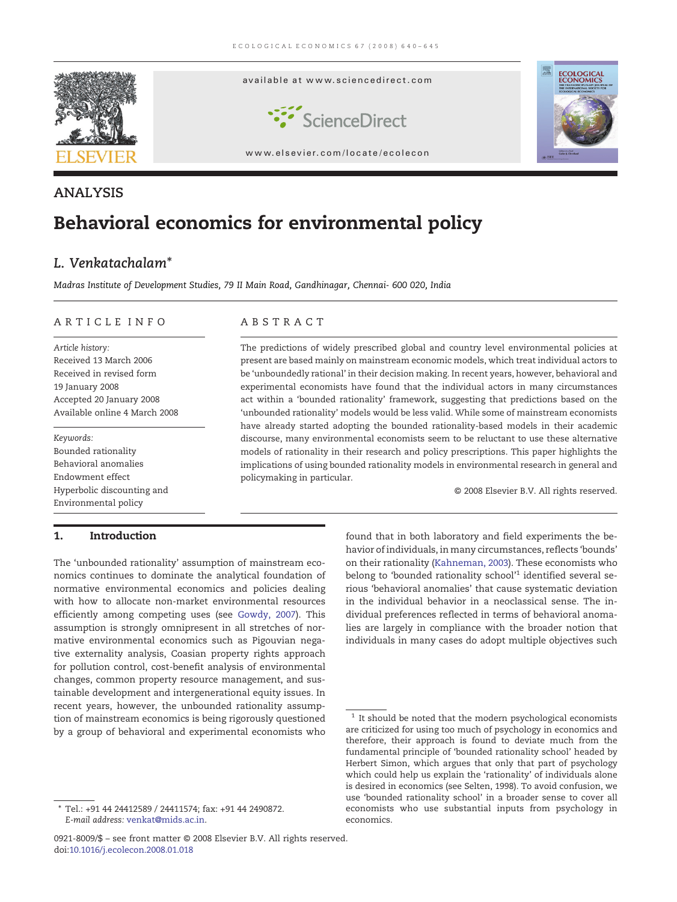ANALYSIS

# Behavioral economics for environmental policy

**L. Venkatachalam***

*Madras Institute of Development Studies, 79 II Main Road, Gandhinagar, Chennai- 600 020, India*

## ARTICLE INFO

*Article history:*
Received 13 March 2006
Received in revised form
19 January 2008
Accepted 20 January 2008
Available online 4 March 2008

*Keywords:*
Bounded rationality
Behavioral anomalies
Endowment effect
Hyperbolic discounting and
Environmental policy

## ABSTRACT

The predictions of widely prescribed global and country level environmental policies at present are based mainly on mainstream economic models, which treat individual actors to be 'unboundedly rational' in their decision making. In recent years, however, behavioral and experimental economists have found that the individual actors in many circumstances act within a 'bounded rationality' framework, suggesting that predictions based on the 'unbounded rationality' models would be less valid. While some of mainstream economists have already started adopting the bounded rationality-based models in their academic discourse, many environmental economists seem to be reluctant to use these alternative models of rationality in their research and policy prescriptions. This paper highlights the implications of using bounded rationality models in environmental research in general and policymaking in particular.

© 2008 Elsevier B.V. All rights reserved.

## 1. Introduction

The 'unbounded rationality' assumption of mainstream economics continues to dominate the analytical foundation of normative environmental economics and policies dealing with how to allocate non-market environmental resources efficiently among competing uses (see Gowdy, 2007). This assumption is strongly omnipresent in all stretches of normative environmental economics such as Pigouvian negative externality analysis, Coasian property rights approach for pollution control, cost-benefit analysis of environmental changes, common property resource management, and sustainable development and intergenerational equity issues. In recent years, however, the unbounded rationality assumption of mainstream economics is being rigorously questioned by a group of behavioral and experimental economists who found that in both laboratory and field experiments the behavior of individuals, in many circumstances, reflects 'bounds' on their rationality (Kahneman, 2003). These economists who belong to 'bounded rationality school'[1] identified several serious 'behavioral anomalies' that cause systematic deviation in the individual behavior in a neoclassical sense. The individual preferences reflected in terms of behavioral anomalies are largely in compliance with the broader notion that individuals in many cases do adopt multiple objectives such

[1] It should be noted that the modern psychological economists are criticized for using too much of psychology in economics and therefore, their approach is found to deviate much from the fundamental principle of 'bounded rationality school' headed by Herbert Simon, which argues that only that part of psychology which could help us explain the 'rationality' of individuals alone is desired in economics (see Selten, 1998). To avoid confusion, we use 'bounded rationality school' in a broader sense to cover all economists who use substantial inputs from psychology in economics.

* Tel.: +91 44 24412589 / 24411574; fax: +91 44 2490872.
*E-mail address:* venkat@mids.ac.in.

0921-8009/$ – see front matter © 2008 Elsevier B.V. All rights reserved.
doi:10.1016/j.ecolecon.2008.01.018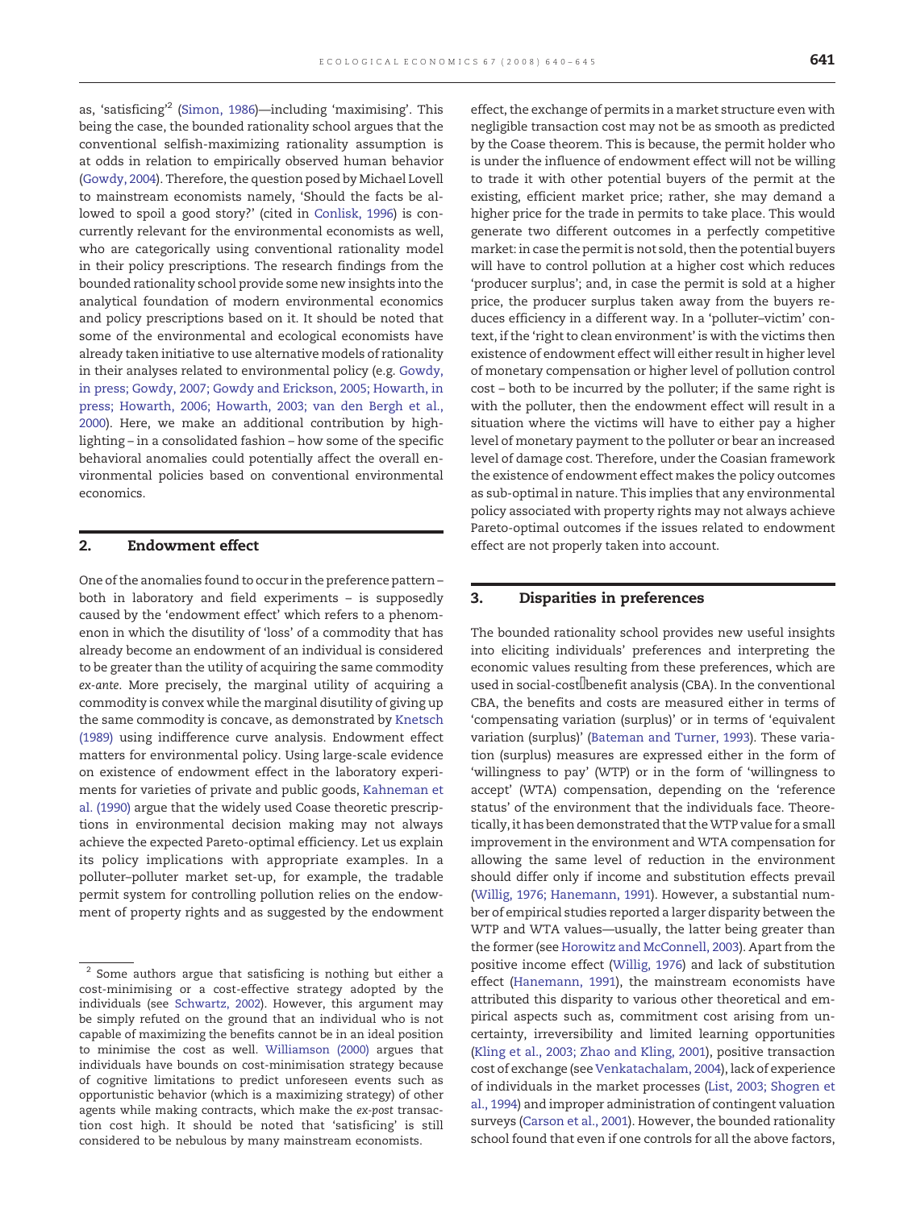as, 'satisficing'[2] (Simon, 1986)—including 'maximising'. This being the case, the bounded rationality school argues that the conventional selfish-maximizing rationality assumption is at odds in relation to empirically observed human behavior (Gowdy, 2004). Therefore, the question posed by Michael Lovell to mainstream economists namely, 'Should the facts be allowed to spoil a good story?' (cited in Conlisk, 1996) is concurrently relevant for the environmental economists as well, who are categorically using conventional rationality model in their policy prescriptions. The research findings from the bounded rationality school provide some new insights into the analytical foundation of modern environmental economics and policy prescriptions based on it. It should be noted that some of the environmental and ecological economists have already taken initiative to use alternative models of rationality in their analyses related to environmental policy (e.g. Gowdy, in press; Gowdy, 2007; Gowdy and Erickson, 2005; Howarth, in press; Howarth, 2006; Howarth, 2003; van den Bergh et al., 2000). Here, we make an additional contribution by highlighting – in a consolidated fashion – how some of the specific behavioral anomalies could potentially affect the overall environmental policies based on conventional environmental economics.

## 2. Endowment effect

One of the anomalies found to occur in the preference pattern – both in laboratory and field experiments – is supposedly caused by the 'endowment effect' which refers to a phenomenon in which the disutility of 'loss' of a commodity that has already become an endowment of an individual is considered to be greater than the utility of acquiring the same commodity *ex-ante*. More precisely, the marginal utility of acquiring a commodity is convex while the marginal disutility of giving up the same commodity is concave, as demonstrated by Knetsch (1989) using indifference curve analysis. Endowment effect matters for environmental policy. Using large-scale evidence on existence of endowment effect in the laboratory experiments for varieties of private and public goods, Kahneman et al. (1990) argue that the widely used Coase theoretic prescriptions in environmental decision making may not always achieve the expected Pareto-optimal efficiency. Let us explain its policy implications with appropriate examples. In a polluter–polluter market set-up, for example, the tradable permit system for controlling pollution relies on the endowment of property rights and as suggested by the endowment effect, the exchange of permits in a market structure even with negligible transaction cost may not be as smooth as predicted by the Coase theorem. This is because, the permit holder who is under the influence of endowment effect will not be willing to trade it with other potential buyers of the permit at the existing, efficient market price; rather, she may demand a higher price for the trade in permits to take place. This would generate two different outcomes in a perfectly competitive market: in case the permit is not sold, then the potential buyers will have to control pollution at a higher cost which reduces 'producer surplus'; and, in case the permit is sold at a higher price, the producer surplus taken away from the buyers reduces efficiency in a different way. In a 'polluter–victim' context, if the 'right to clean environment' is with the victims then existence of endowment effect will either result in higher level of monetary compensation or higher level of pollution control cost – both to be incurred by the polluter; if the same right is with the polluter, then the endowment effect will result in a situation where the victims will have to either pay a higher level of monetary payment to the polluter or bear an increased level of damage cost. Therefore, under the Coasian framework the existence of endowment effect makes the policy outcomes as sub-optimal in nature. This implies that any environmental policy associated with property rights may not always achieve Pareto-optimal outcomes if the issues related to endowment effect are not properly taken into account.

## 3. Disparities in preferences

The bounded rationality school provides new useful insights into eliciting individuals' preferences and interpreting the economic values resulting from these preferences, which are used in social-cost–benefit analysis (CBA). In the conventional CBA, the benefits and costs are measured either in terms of 'compensating variation (surplus)' or in terms of 'equivalent variation (surplus)' (Bateman and Turner, 1993). These variation (surplus) measures are expressed either in the form of 'willingness to pay' (WTP) or in the form of 'willingness to accept' (WTA) compensation, depending on the 'reference status' of the environment that the individuals face. Theoretically, it has been demonstrated that the WTP value for a small improvement in the environment and WTA compensation for allowing the same level of reduction in the environment should differ only if income and substitution effects prevail (Willig, 1976; Hanemann, 1991). However, a substantial number of empirical studies reported a larger disparity between the WTP and WTA values—usually, the latter being greater than the former (see Horowitz and McConnell, 2003). Apart from the positive income effect (Willig, 1976) and lack of substitution effect (Hanemann, 1991), the mainstream economists have attributed this disparity to various other theoretical and empirical aspects such as, commitment cost arising from uncertainty, irreversibility and limited learning opportunities (Kling et al., 2003; Zhao and Kling, 2001), positive transaction cost of exchange (see Venkatachalam, 2004), lack of experience of individuals in the market processes (List, 2003; Shogren et al., 1994) and improper administration of contingent valuation surveys (Carson et al., 2001). However, the bounded rationality school found that even if one controls for all the above factors,

[2] Some authors argue that satisficing is nothing but either a cost-minimising or a cost-effective strategy adopted by the individuals (see Schwartz, 2002). However, this argument may be simply refuted on the ground that an individual who is not capable of maximizing the benefits cannot be in an ideal position to minimise the cost as well. Williamson (2000) argues that individuals have bounds on cost-minimisation strategy because of cognitive limitations to predict unforeseen events such as opportunistic behavior (which is a maximizing strategy) of other agents while making contracts, which make the *ex-post* transaction cost high. It should be noted that 'satisficing' is still considered to be nebulous by many mainstream economists.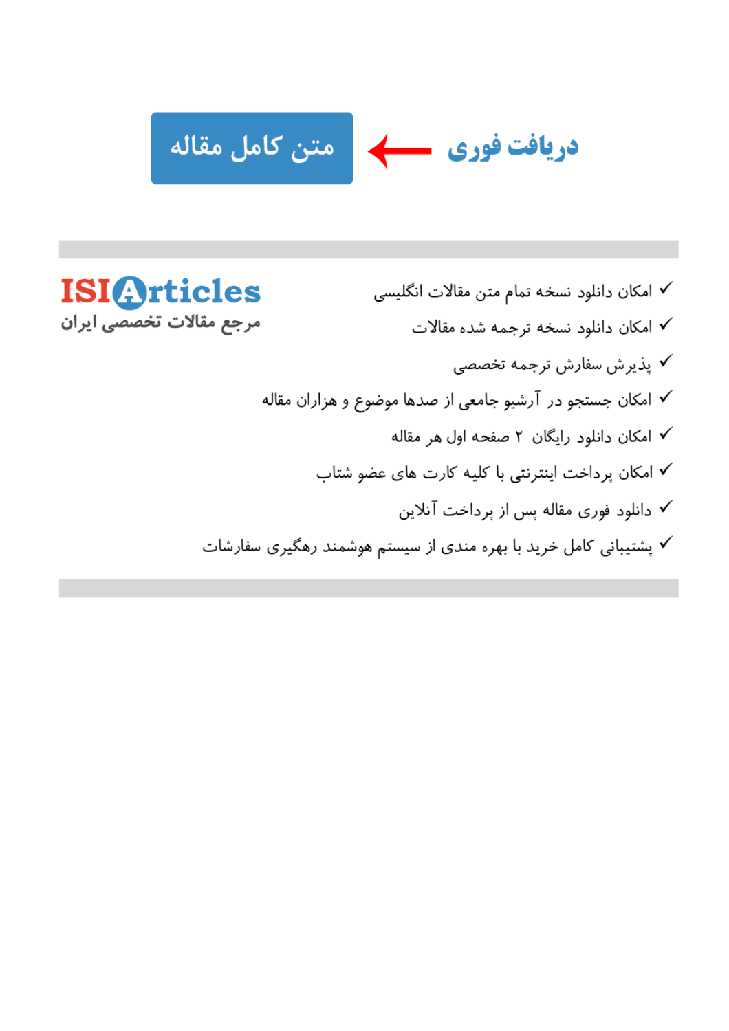دریافت فوری ← متن کامل مقاله

ISIArticles
مرجع مقالات تخصصی ایران

- ✓ امکان دانلود نسخه تمام متن مقالات انگلیسی
- ✓ امکان دانلود نسخه ترجمه شده مقالات
- ✓ پذیرش سفارش ترجمه تخصصی
- ✓ امکان جستجو در آرشیو جامعی از صدها موضوع و هزاران مقاله
- ✓ امکان دانلود رایگان ۲ صفحه اول هر مقاله
- ✓ امکان پرداخت اینترنتی با کلیه کارت های عضو شتاب
- ✓ دانلود فوری مقاله پس از پرداخت آنلاین
- ✓ پشتیبانی کامل خرید با بهره مندی از سیستم هوشمند رهگیری سفارشات